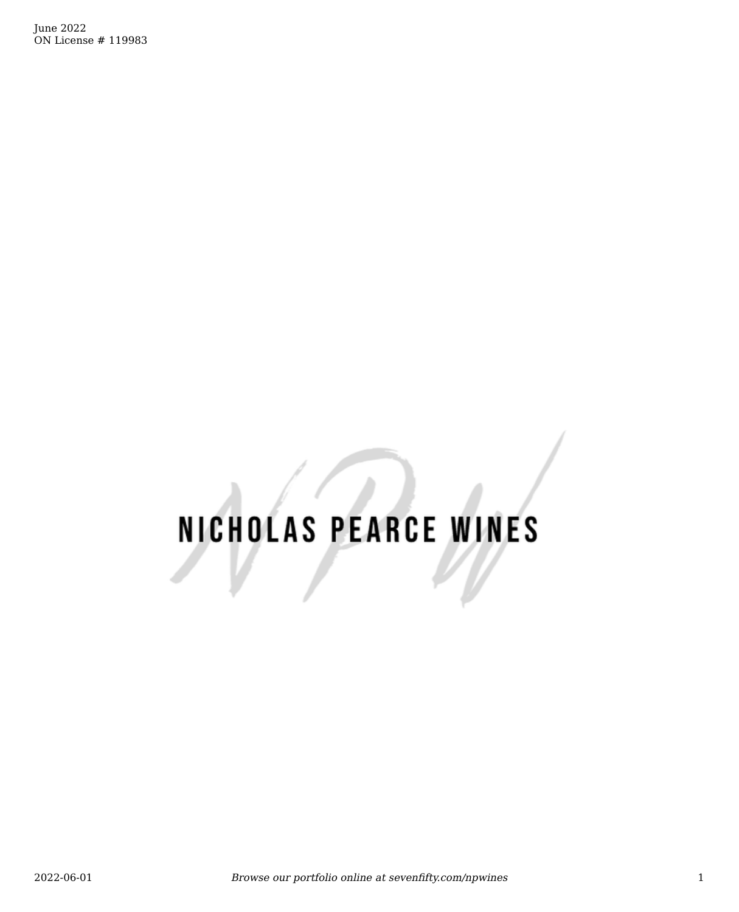June 2022
ON License # 119983

# NICHOLAS PEARCE WINES

*Browse our portfolio online at sevenfifty.com/npwines*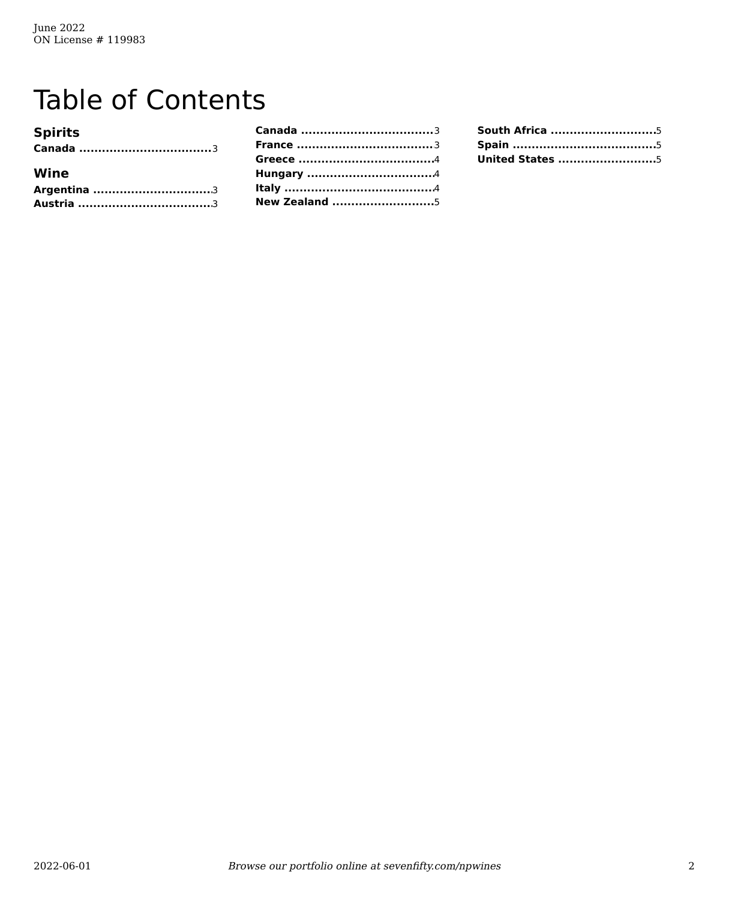June 2022
ON License # 119983

# Table of Contents

### Spirits

**Canada** .................................. 3

### Wine

**Argentina** .............................. 3
**Austria** .................................. 3
**Canada** .................................. 3
**France** .................................. 3
**Greece** .................................. 4
**Hungary** ................................ 4
**Italy** ...................................... 4
**New Zealand** .......................... 5
**South Africa** ........................... 5
**Spain** .................................... 5
**United States** ......................... 5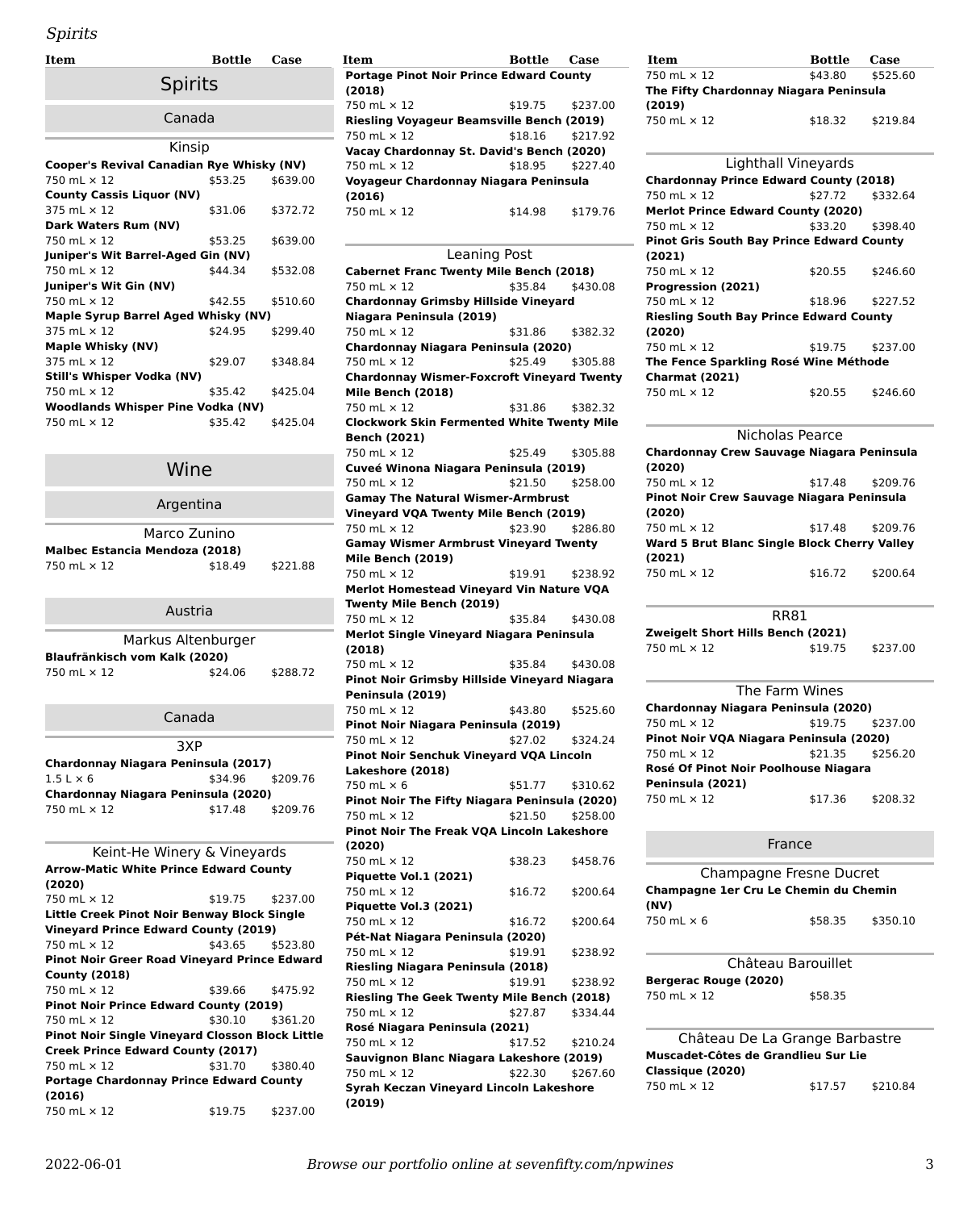## Spirits

### Canada

#### Kinsip

| Item | Bottle | Case |
|---|---|---|
| **Cooper's Revival Canadian Rye Whisky (NV)** | | |
| 750 mL × 12 | $53.25 | $639.00 |
| **County Cassis Liquor (NV)** | | |
| 375 mL × 12 | $31.06 | $372.72 |
| **Dark Waters Rum (NV)** | | |
| 750 mL × 12 | $53.25 | $639.00 |
| **Juniper's Wit Barrel-Aged Gin (NV)** | | |
| 750 mL × 12 | $44.34 | $532.08 |
| **Juniper's Wit Gin (NV)** | | |
| 750 mL × 12 | $42.55 | $510.60 |
| **Maple Syrup Barrel Aged Whisky (NV)** | | |
| 375 mL × 12 | $24.95 | $299.40 |
| **Maple Whisky (NV)** | | |
| 375 mL × 12 | $29.07 | $348.84 |
| **Still's Whisper Vodka (NV)** | | |
| 750 mL × 12 | $35.42 | $425.04 |
| **Woodlands Whisper Pine Vodka (NV)** | | |
| 750 mL × 12 | $35.42 | $425.04 |

## Wine

### Argentina

#### Marco Zunino

| Item | Bottle | Case |
|---|---|---|
| **Malbec Estancia Mendoza (2018)** | | |
| 750 mL × 12 | $18.49 | $221.88 |

### Austria

#### Markus Altenburger

| Item | Bottle | Case |
|---|---|---|
| **Blaufränkisch vom Kalk (2020)** | | |
| 750 mL × 12 | $24.06 | $288.72 |

### Canada

#### 3XP

| Item | Bottle | Case |
|---|---|---|
| **Chardonnay Niagara Peninsula (2017)** | | |
| 1.5 L × 6 | $34.96 | $209.76 |
| **Chardonnay Niagara Peninsula (2020)** | | |
| 750 mL × 12 | $17.48 | $209.76 |

#### Keint-He Winery & Vineyards

| Item | Bottle | Case |
|---|---|---|
| **Arrow-Matic White Prince Edward County (2020)** | | |
| 750 mL × 12 | $19.75 | $237.00 |
| **Little Creek Pinot Noir Benway Block Single Vineyard Prince Edward County (2019)** | | |
| 750 mL × 12 | $43.65 | $523.80 |
| **Pinot Noir Greer Road Vineyard Prince Edward County (2018)** | | |
| 750 mL × 12 | $39.66 | $475.92 |
| **Pinot Noir Prince Edward County (2019)** | | |
| 750 mL × 12 | $30.10 | $361.20 |
| **Pinot Noir Single Vineyard Closson Block Little Creek Prince Edward County (2017)** | | |
| 750 mL × 12 | $31.70 | $380.40 |
| **Portage Chardonnay Prince Edward County (2016)** | | |
| 750 mL × 12 | $19.75 | $237.00 |
| **Portage Pinot Noir Prince Edward County (2018)** | | |
| 750 mL × 12 | $19.75 | $237.00 |
| **Riesling Voyageur Beamsville Bench (2019)** | | |
| 750 mL × 12 | $18.16 | $217.92 |
| **Vacay Chardonnay St. David's Bench (2020)** | | |
| 750 mL × 12 | $18.95 | $227.40 |
| **Voyageur Chardonnay Niagara Peninsula (2016)** | | |
| 750 mL × 12 | $14.98 | $179.76 |

#### Leaning Post

| Item | Bottle | Case |
|---|---|---|
| **Cabernet Franc Twenty Mile Bench (2018)** | | |
| 750 mL × 12 | $35.84 | $430.08 |
| **Chardonnay Grimsby Hillside Vineyard Niagara Peninsula (2019)** | | |
| 750 mL × 12 | $31.86 | $382.32 |
| **Chardonnay Niagara Peninsula (2020)** | | |
| 750 mL × 12 | $25.49 | $305.88 |
| **Chardonnay Wismer-Foxcroft Vineyard Twenty Mile Bench (2018)** | | |
| 750 mL × 12 | $31.86 | $382.32 |
| **Clockwork Skin Fermented White Twenty Mile Bench (2021)** | | |
| 750 mL × 12 | $25.49 | $305.88 |
| **Cuveé Winona Niagara Peninsula (2019)** | | |
| 750 mL × 12 | $21.50 | $258.00 |
| **Gamay The Natural Wismer-Armbrust Vineyard VQA Twenty Mile Bench (2019)** | | |
| 750 mL × 12 | $23.90 | $286.80 |
| **Gamay Wismer Armbrust Vineyard Twenty Mile Bench (2019)** | | |
| 750 mL × 12 | $19.91 | $238.92 |
| **Merlot Homestead Vineyard Vin Nature VQA Twenty Mile Bench (2019)** | | |
| 750 mL × 12 | $35.84 | $430.08 |
| **Merlot Single Vineyard Niagara Peninsula (2018)** | | |
| 750 mL × 12 | $35.84 | $430.08 |
| **Pinot Noir Grimsby Hillside Vineyard Niagara Peninsula (2019)** | | |
| 750 mL × 12 | $43.80 | $525.60 |
| **Pinot Noir Niagara Peninsula (2019)** | | |
| 750 mL × 12 | $27.02 | $324.24 |
| **Pinot Noir Senchuk Vineyard VQA Lincoln Lakeshore (2018)** | | |
| 750 mL × 6 | $51.77 | $310.62 |
| **Pinot Noir The Fifty Niagara Peninsula (2020)** | | |
| 750 mL × 12 | $21.50 | $258.00 |
| **Pinot Noir The Freak VQA Lincoln Lakeshore (2020)** | | |
| 750 mL × 12 | $38.23 | $458.76 |
| **Piquette Vol.1 (2021)** | | |
| 750 mL × 12 | $16.72 | $200.64 |
| **Piquette Vol.3 (2021)** | | |
| 750 mL × 12 | $16.72 | $200.64 |
| **Pét-Nat Niagara Peninsula (2020)** | | |
| 750 mL × 12 | $19.91 | $238.92 |
| **Riesling Niagara Peninsula (2018)** | | |
| 750 mL × 12 | $19.91 | $238.92 |
| **Riesling The Geek Twenty Mile Bench (2018)** | | |
| 750 mL × 12 | $27.87 | $334.44 |
| **Rosé Niagara Peninsula (2021)** | | |
| 750 mL × 12 | $17.52 | $210.24 |
| **Sauvignon Blanc Niagara Lakeshore (2019)** | | |
| 750 mL × 12 | $22.30 | $267.60 |
| **Syrah Keczan Vineyard Lincoln Lakeshore (2019)** | | |
| 750 mL × 12 | $43.80 | $525.60 |
| **The Fifty Chardonnay Niagara Peninsula (2019)** | | |
| 750 mL × 12 | $18.32 | $219.84 |

#### Lighthall Vineyards

| Item | Bottle | Case |
|---|---|---|
| **Chardonnay Prince Edward County (2018)** | | |
| 750 mL × 12 | $27.72 | $332.64 |
| **Merlot Prince Edward County (2020)** | | |
| 750 mL × 12 | $33.20 | $398.40 |
| **Pinot Gris South Bay Prince Edward County (2021)** | | |
| 750 mL × 12 | $20.55 | $246.60 |
| **Progression (2021)** | | |
| 750 mL × 12 | $18.96 | $227.52 |
| **Riesling South Bay Prince Edward County (2020)** | | |
| 750 mL × 12 | $19.75 | $237.00 |
| **The Fence Sparkling Rosé Wine Méthode Charmat (2021)** | | |
| 750 mL × 12 | $20.55 | $246.60 |

#### Nicholas Pearce

| Item | Bottle | Case |
|---|---|---|
| **Chardonnay Crew Sauvage Niagara Peninsula (2020)** | | |
| 750 mL × 12 | $17.48 | $209.76 |
| **Pinot Noir Crew Sauvage Niagara Peninsula (2020)** | | |
| 750 mL × 12 | $17.48 | $209.76 |
| **Ward 5 Brut Blanc Single Block Cherry Valley (2021)** | | |
| 750 mL × 12 | $16.72 | $200.64 |

#### RR81

| Item | Bottle | Case |
|---|---|---|
| **Zweigelt Short Hills Bench (2021)** | | |
| 750 mL × 12 | $19.75 | $237.00 |

#### The Farm Wines

| Item | Bottle | Case |
|---|---|---|
| **Chardonnay Niagara Peninsula (2020)** | | |
| 750 mL × 12 | $19.75 | $237.00 |
| **Pinot Noir VQA Niagara Peninsula (2020)** | | |
| 750 mL × 12 | $21.35 | $256.20 |
| **Rosé Of Pinot Noir Poolhouse Niagara Peninsula (2021)** | | |
| 750 mL × 12 | $17.36 | $208.32 |

### France

#### Champagne Fresne Ducret

| Item | Bottle | Case |
|---|---|---|
| **Champagne 1er Cru Le Chemin du Chemin (NV)** | | |
| 750 mL × 6 | $58.35 | $350.10 |

#### Château Barouillet

| Item | Bottle | Case |
|---|---|---|
| **Bergerac Rouge (2020)** | | |
| 750 mL × 12 | $58.35 | |

#### Château De La Grange Barbastre

| Item | Bottle | Case |
|---|---|---|
| **Muscadet-Côtes de Grandlieu Sur Lie Classique (2020)** | | |
| 750 mL × 12 | $17.57 | $210.84 |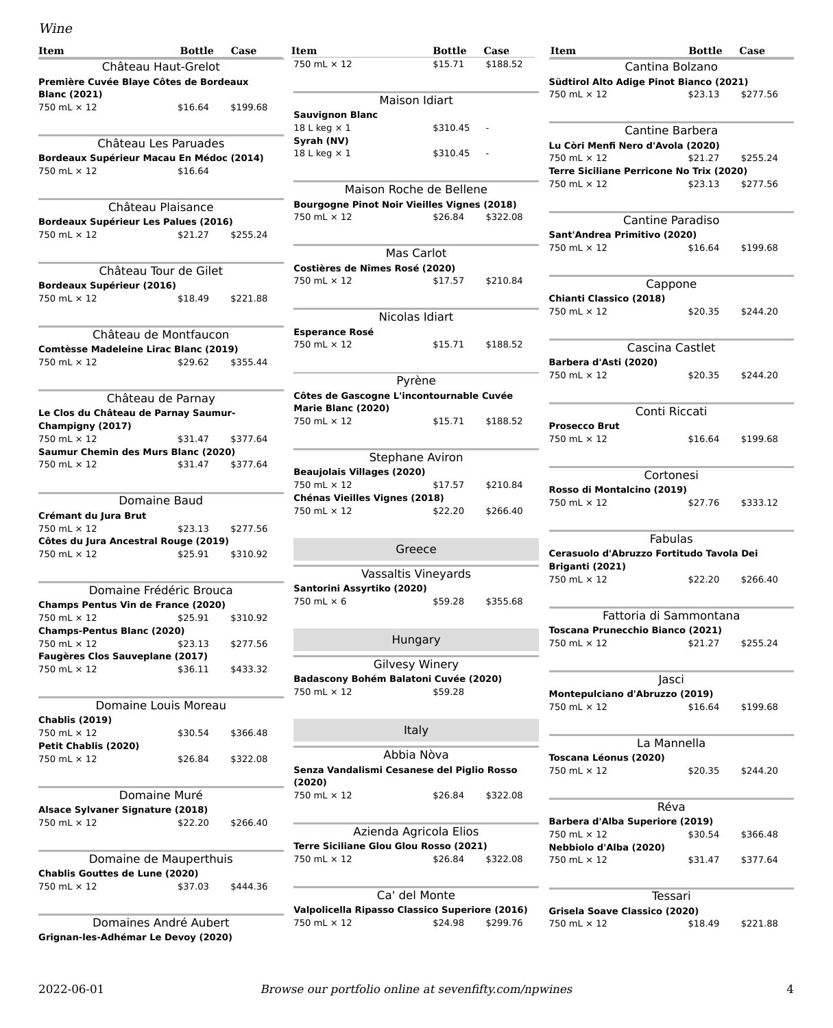*Wine*

| Item | Bottle | Case |
|---|---|---|
| Château Haut-Grelot | | |
| **Première Cuvée Blaye Côtes de Bordeaux Blanc (2021)** | | |
| 750 mL × 12 | $16.64 | $199.68 |
| Château Les Paruades | | |
| **Bordeaux Supérieur Macau En Médoc (2014)** | | |
| 750 mL × 12 | $16.64 | |
| Château Plaisance | | |
| **Bordeaux Supérieur Les Palues (2016)** | | |
| 750 mL × 12 | $21.27 | $255.24 |
| Château Tour de Gilet | | |
| **Bordeaux Supérieur (2016)** | | |
| 750 mL × 12 | $18.49 | $221.88 |
| Château de Montfaucon | | |
| **Comtèsse Madeleine Lirac Blanc (2019)** | | |
| 750 mL × 12 | $29.62 | $355.44 |
| Château de Parnay | | |
| **Le Clos du Château de Parnay Saumur-Champigny (2017)** | | |
| 750 mL × 12 | $31.47 | $377.64 |
| **Saumur Chemin des Murs Blanc (2020)** | | |
| 750 mL × 12 | $31.47 | $377.64 |
| Domaine Baud | | |
| **Crémant du Jura Brut** | | |
| 750 mL × 12 | $23.13 | $277.56 |
| **Côtes du Jura Ancestral Rouge (2019)** | | |
| 750 mL × 12 | $25.91 | $310.92 |
| Domaine Frédéric Brouca | | |
| **Champs Pentus Vin de France (2020)** | | |
| 750 mL × 12 | $25.91 | $310.92 |
| **Champs-Pentus Blanc (2020)** | | |
| 750 mL × 12 | $23.13 | $277.56 |
| **Faugères Clos Sauveplane (2017)** | | |
| 750 mL × 12 | $36.11 | $433.32 |
| Domaine Louis Moreau | | |
| **Chablis (2019)** | | |
| 750 mL × 12 | $30.54 | $366.48 |
| **Petit Chablis (2020)** | | |
| 750 mL × 12 | $26.84 | $322.08 |
| Domaine Muré | | |
| **Alsace Sylvaner Signature (2018)** | | |
| 750 mL × 12 | $22.20 | $266.40 |
| Domaine de Mauperthuis | | |
| **Chablis Gouttes de Lune (2020)** | | |
| 750 mL × 12 | $37.03 | $444.36 |
| Domaines André Aubert | | |
| **Grignan-les-Adhémar Le Devoy (2020)** | | |
| 750 mL × 12 | $15.71 | $188.52 |
| Maison Idiart | | |
| **Sauvignon Blanc** | | |
| 18 L keg × 1 | $310.45 | - |
| **Syrah (NV)** | | |
| 18 L keg × 1 | $310.45 | - |
| Maison Roche de Bellene | | |
| **Bourgogne Pinot Noir Vieilles Vignes (2018)** | | |
| 750 mL × 12 | $26.84 | $322.08 |
| Mas Carlot | | |
| **Costières de Nîmes Rosé (2020)** | | |
| 750 mL × 12 | $17.57 | $210.84 |
| Nicolas Idiart | | |
| **Esperance Rosé** | | |
| 750 mL × 12 | $15.71 | $188.52 |
| Pyrène | | |
| **Côtes de Gascogne L'incontournable Cuvée Marie Blanc (2020)** | | |
| 750 mL × 12 | $15.71 | $188.52 |
| Stephane Aviron | | |
| **Beaujolais Villages (2020)** | | |
| 750 mL × 12 | $17.57 | $210.84 |
| **Chénas Vieilles Vignes (2018)** | | |
| 750 mL × 12 | $22.20 | $266.40 |

## Greece

| Item | Bottle | Case |
|---|---|---|
| Vassaltis Vineyards | | |
| **Santorini Assyrtiko (2020)** | | |
| 750 mL × 6 | $59.28 | $355.68 |

## Hungary

| Item | Bottle | Case |
|---|---|---|
| Gilvesy Winery | | |
| **Badascony Bohém Balatoni Cuvée (2020)** | | |
| 750 mL × 12 | $59.28 | |

## Italy

| Item | Bottle | Case |
|---|---|---|
| Abbia Nòva | | |
| **Senza Vandalismi Cesanese del Piglio Rosso (2020)** | | |
| 750 mL × 12 | $26.84 | $322.08 |
| Azienda Agricola Elios | | |
| **Terre Siciliane Glou Glou Rosso (2021)** | | |
| 750 mL × 12 | $26.84 | $322.08 |
| Ca' del Monte | | |
| **Valpolicella Ripasso Classico Superiore (2016)** | | |
| 750 mL × 12 | $24.98 | $299.76 |
| Cantina Bolzano | | |
| **Südtirol Alto Adige Pinot Bianco (2021)** | | |
| 750 mL × 12 | $23.13 | $277.56 |
| Cantine Barbera | | |
| **Lu Còri Menfi Nero d'Avola (2020)** | | |
| 750 mL × 12 | $21.27 | $255.24 |
| **Terre Siciliane Perricone No Trix (2020)** | | |
| 750 mL × 12 | $23.13 | $277.56 |
| Cantine Paradiso | | |
| **Sant'Andrea Primitivo (2020)** | | |
| 750 mL × 12 | $16.64 | $199.68 |
| Cappone | | |
| **Chianti Classico (2018)** | | |
| 750 mL × 12 | $20.35 | $244.20 |
| Cascina Castlet | | |
| **Barbera d'Asti (2020)** | | |
| 750 mL × 12 | $20.35 | $244.20 |
| Conti Riccati | | |
| **Prosecco Brut** | | |
| 750 mL × 12 | $16.64 | $199.68 |
| Cortonesi | | |
| **Rosso di Montalcino (2019)** | | |
| 750 mL × 12 | $27.76 | $333.12 |
| Fabulas | | |
| **Cerasuolo d'Abruzzo Fortitudo Tavola Dei Briganti (2021)** | | |
| 750 mL × 12 | $22.20 | $266.40 |
| Fattoria di Sammontana | | |
| **Toscana Prunecchio Bianco (2021)** | | |
| 750 mL × 12 | $21.27 | $255.24 |
| Jasci | | |
| **Montepulciano d'Abruzzo (2019)** | | |
| 750 mL × 12 | $16.64 | $199.68 |
| La Mannella | | |
| **Toscana Léonus (2020)** | | |
| 750 mL × 12 | $20.35 | $244.20 |
| Réva | | |
| **Barbera d'Alba Superiore (2019)** | | |
| 750 mL × 12 | $30.54 | $366.48 |
| **Nebbiolo d'Alba (2020)** | | |
| 750 mL × 12 | $31.47 | $377.64 |
| Tessari | | |
| **Grisela Soave Classico (2020)** | | |
| 750 mL × 12 | $18.49 | $221.88 |

2022-06-01 — *Browse our portfolio online at sevenfifty.com/npwines*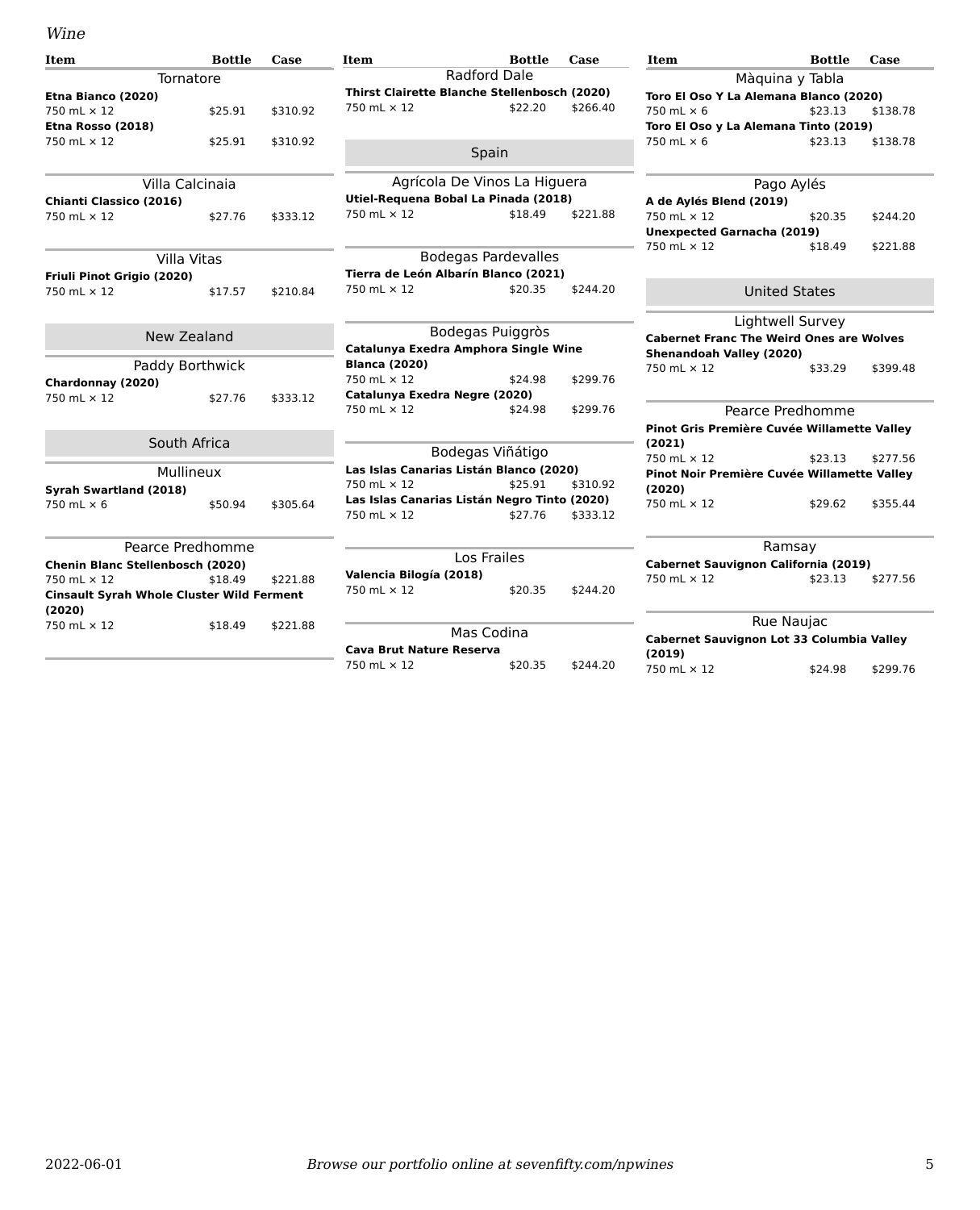*Wine*

| Item | Bottle | Case |
|---|---|---|
| Tornatore | | |
| **Etna Bianco (2020)** | | |
| 750 mL × 12 | $25.91 | $310.92 |
| **Etna Rosso (2018)** | | |
| 750 mL × 12 | $25.91 | $310.92 |
| Villa Calcinaia | | |
| **Chianti Classico (2016)** | | |
| 750 mL × 12 | $27.76 | $333.12 |
| Villa Vitas | | |
| **Friuli Pinot Grigio (2020)** | | |
| 750 mL × 12 | $17.57 | $210.84 |

## New Zealand

| Item | Bottle | Case |
|---|---|---|
| Paddy Borthwick | | |
| **Chardonnay (2020)** | | |
| 750 mL × 12 | $27.76 | $333.12 |

## South Africa

| Item | Bottle | Case |
|---|---|---|
| Mullineux | | |
| **Syrah Swartland (2018)** | | |
| 750 mL × 6 | $50.94 | $305.64 |
| Pearce Predhomme | | |
| **Chenin Blanc Stellenbosch (2020)** | | |
| 750 mL × 12 | $18.49 | $221.88 |
| **Cinsault Syrah Whole Cluster Wild Ferment (2020)** | | |
| 750 mL × 12 | $18.49 | $221.88 |
| Radford Dale | | |
| **Thirst Clairette Blanche Stellenbosch (2020)** | | |
| 750 mL × 12 | $22.20 | $266.40 |

## Spain

| Item | Bottle | Case |
|---|---|---|
| Agrícola De Vinos La Higuera | | |
| **Utiel-Requena Bobal La Pinada (2018)** | | |
| 750 mL × 12 | $18.49 | $221.88 |
| Bodegas Pardevalles | | |
| **Tierra de León Albarín Blanco (2021)** | | |
| 750 mL × 12 | $20.35 | $244.20 |
| Bodegas Puiggròs | | |
| **Catalunya Exedra Amphora Single Wine Blanca (2020)** | | |
| 750 mL × 12 | $24.98 | $299.76 |
| **Catalunya Exedra Negre (2020)** | | |
| 750 mL × 12 | $24.98 | $299.76 |
| Bodegas Viñátigo | | |
| **Las Islas Canarias Listán Blanco (2020)** | | |
| 750 mL × 12 | $25.91 | $310.92 |
| **Las Islas Canarias Listán Negro Tinto (2020)** | | |
| 750 mL × 12 | $27.76 | $333.12 |
| Los Frailes | | |
| **Valencia Bilogía (2018)** | | |
| 750 mL × 12 | $20.35 | $244.20 |
| Mas Codina | | |
| **Cava Brut Nature Reserva** | | |
| 750 mL × 12 | $20.35 | $244.20 |
| Màquina y Tabla | | |
| **Toro El Oso Y La Alemana Blanco (2020)** | | |
| 750 mL × 6 | $23.13 | $138.78 |
| **Toro El Oso y La Alemana Tinto (2019)** | | |
| 750 mL × 6 | $23.13 | $138.78 |
| Pago Aylés | | |
| **A de Aylés Blend (2019)** | | |
| 750 mL × 12 | $20.35 | $244.20 |
| **Unexpected Garnacha (2019)** | | |
| 750 mL × 12 | $18.49 | $221.88 |

## United States

| Item | Bottle | Case |
|---|---|---|
| Lightwell Survey | | |
| **Cabernet Franc The Weird Ones are Wolves Shenandoah Valley (2020)** | | |
| 750 mL × 12 | $33.29 | $399.48 |
| Pearce Predhomme | | |
| **Pinot Gris Première Cuvée Willamette Valley (2021)** | | |
| 750 mL × 12 | $23.13 | $277.56 |
| **Pinot Noir Première Cuvée Willamette Valley (2020)** | | |
| 750 mL × 12 | $29.62 | $355.44 |
| Ramsay | | |
| **Cabernet Sauvignon California (2019)** | | |
| 750 mL × 12 | $23.13 | $277.56 |
| Rue Naujac | | |
| **Cabernet Sauvignon Lot 33 Columbia Valley (2019)** | | |
| 750 mL × 12 | $24.98 | $299.76 |

*Browse our portfolio online at sevenfifty.com/npwines*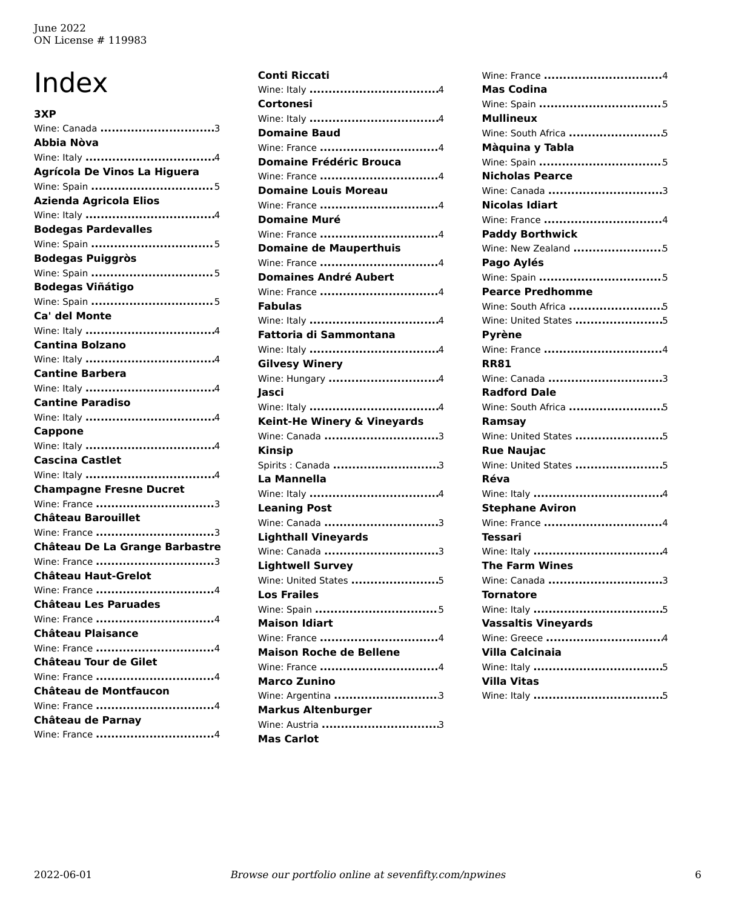June 2022
ON License # 119983

# Index

**3XP**
Wine: Canada ..............................3

**Abbia Nòva**
Wine: Italy ..................................4

**Agrícola De Vinos La Higuera**
Wine: Spain ................................5

**Azienda Agricola Elios**
Wine: Italy ..................................4

**Bodegas Pardevalles**
Wine: Spain ................................5

**Bodegas Puiggròs**
Wine: Spain ................................5

**Bodegas Viñátigo**
Wine: Spain ................................5

**Ca' del Monte**
Wine: Italy ..................................4

**Cantina Bolzano**
Wine: Italy ..................................4

**Cantine Barbera**
Wine: Italy ..................................4

**Cantine Paradiso**
Wine: Italy ..................................4

**Cappone**
Wine: Italy ..................................4

**Cascina Castlet**
Wine: Italy ..................................4

**Champagne Fresne Ducret**
Wine: France ...............................3

**Château Barouillet**
Wine: France ...............................3

**Château De La Grange Barbastre**
Wine: France ...............................3

**Château Haut-Grelot**
Wine: France ...............................4

**Château Les Paruades**
Wine: France ...............................4

**Château Plaisance**
Wine: France ...............................4

**Château Tour de Gilet**
Wine: France ...............................4

**Château de Montfaucon**
Wine: France ...............................4

**Château de Parnay**
Wine: France ...............................4

**Conti Riccati**
Wine: Italy ..................................4

**Cortonesi**
Wine: Italy ..................................4

**Domaine Baud**
Wine: France ...............................4

**Domaine Frédéric Brouca**
Wine: France ...............................4

**Domaine Louis Moreau**
Wine: France ...............................4

**Domaine Muré**
Wine: France ...............................4

**Domaine de Mauperthuis**
Wine: France ...............................4

**Domaines André Aubert**
Wine: France ...............................4

**Fabulas**
Wine: Italy ..................................4

**Fattoria di Sammontana**
Wine: Italy ..................................4

**Gilvesy Winery**
Wine: Hungary .............................4

**Jasci**
Wine: Italy ..................................4

**Keint-He Winery & Vineyards**
Wine: Canada ..............................3

**Kinsip**
Spirits : Canada ............................3

**La Mannella**
Wine: Italy ..................................4

**Leaning Post**
Wine: Canada ..............................3

**Lighthall Vineyards**
Wine: Canada ..............................3

**Lightwell Survey**
Wine: United States .......................5

**Los Frailes**
Wine: Spain ................................5

**Maison Idiart**
Wine: France ...............................4

**Maison Roche de Bellene**
Wine: France ...............................4

**Marco Zunino**
Wine: Argentina ...........................3

**Markus Altenburger**
Wine: Austria ..............................3

**Mas Carlot**
Wine: France ...............................4

**Mas Codina**
Wine: Spain ................................5

**Mullineux**
Wine: South Africa .........................5

**Màquina y Tabla**
Wine: Spain ................................5

**Nicholas Pearce**
Wine: Canada ..............................3

**Nicolas Idiart**
Wine: France ...............................4

**Paddy Borthwick**
Wine: New Zealand .......................5

**Pago Aylés**
Wine: Spain ................................5

**Pearce Predhomme**
Wine: South Africa .........................5
Wine: United States .......................5

**Pyrène**
Wine: France ...............................4

**RR81**
Wine: Canada ..............................3

**Radford Dale**
Wine: South Africa .........................5

**Ramsay**
Wine: United States .......................5

**Rue Naujac**
Wine: United States .......................5

**Réva**
Wine: Italy ..................................4

**Stephane Aviron**
Wine: France ...............................4

**Tessari**
Wine: Italy ..................................4

**The Farm Wines**
Wine: Canada ..............................3

**Tornatore**
Wine: Italy ..................................5

**Vassaltis Vineyards**
Wine: Greece ...............................4

**Villa Calcinaia**
Wine: Italy ..................................5

**Villa Vitas**
Wine: Italy ..................................5

2022-06-01 *Browse our portfolio online at sevenfifty.com/npwines*